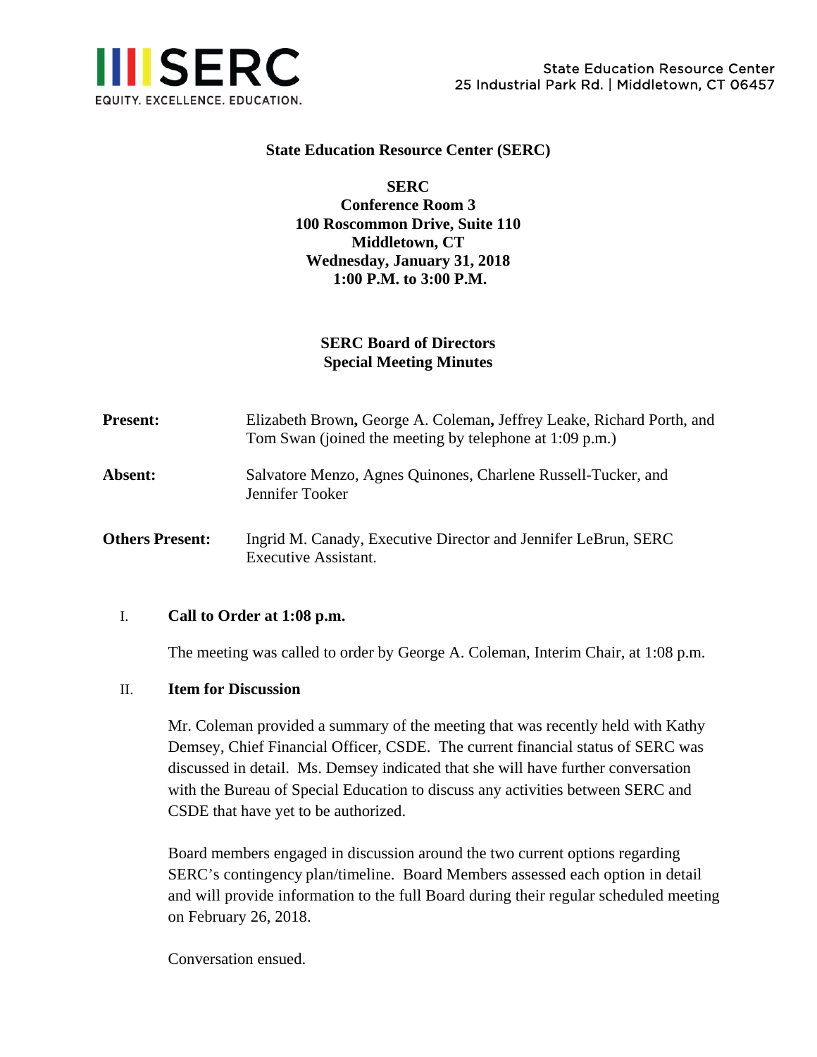**SERC**

EQUITY. EXCELLENCE. EDUCATION.

State Education Resource Center
25 Industrial Park Rd. | Middletown, CT 06457

**State Education Resource Center (SERC)**

**SERC**
**Conference Room 3**
**100 Roscommon Drive, Suite 110**
**Middletown, CT**
**Wednesday, January 31, 2018**
**1:00 P.M. to 3:00 P.M.**

# SERC Board of Directors
## Special Meeting Minutes

**Present:** Elizabeth Brown**,** George A. Coleman**,** Jeffrey Leake, Richard Porth, and Tom Swan (joined the meeting by telephone at 1:09 p.m.)

**Absent:** Salvatore Menzo, Agnes Quinones, Charlene Russell-Tucker, and Jennifer Tooker

**Others Present:** Ingrid M. Canady, Executive Director and Jennifer LeBrun, SERC Executive Assistant.

I. **Call to Order at 1:08 p.m.**

The meeting was called to order by George A. Coleman, Interim Chair, at 1:08 p.m.

II. **Item for Discussion**

Mr. Coleman provided a summary of the meeting that was recently held with Kathy Demsey, Chief Financial Officer, CSDE. The current financial status of SERC was discussed in detail. Ms. Demsey indicated that she will have further conversation with the Bureau of Special Education to discuss any activities between SERC and CSDE that have yet to be authorized.

Board members engaged in discussion around the two current options regarding SERC's contingency plan/timeline. Board Members assessed each option in detail and will provide information to the full Board during their regular scheduled meeting on February 26, 2018.

Conversation ensued.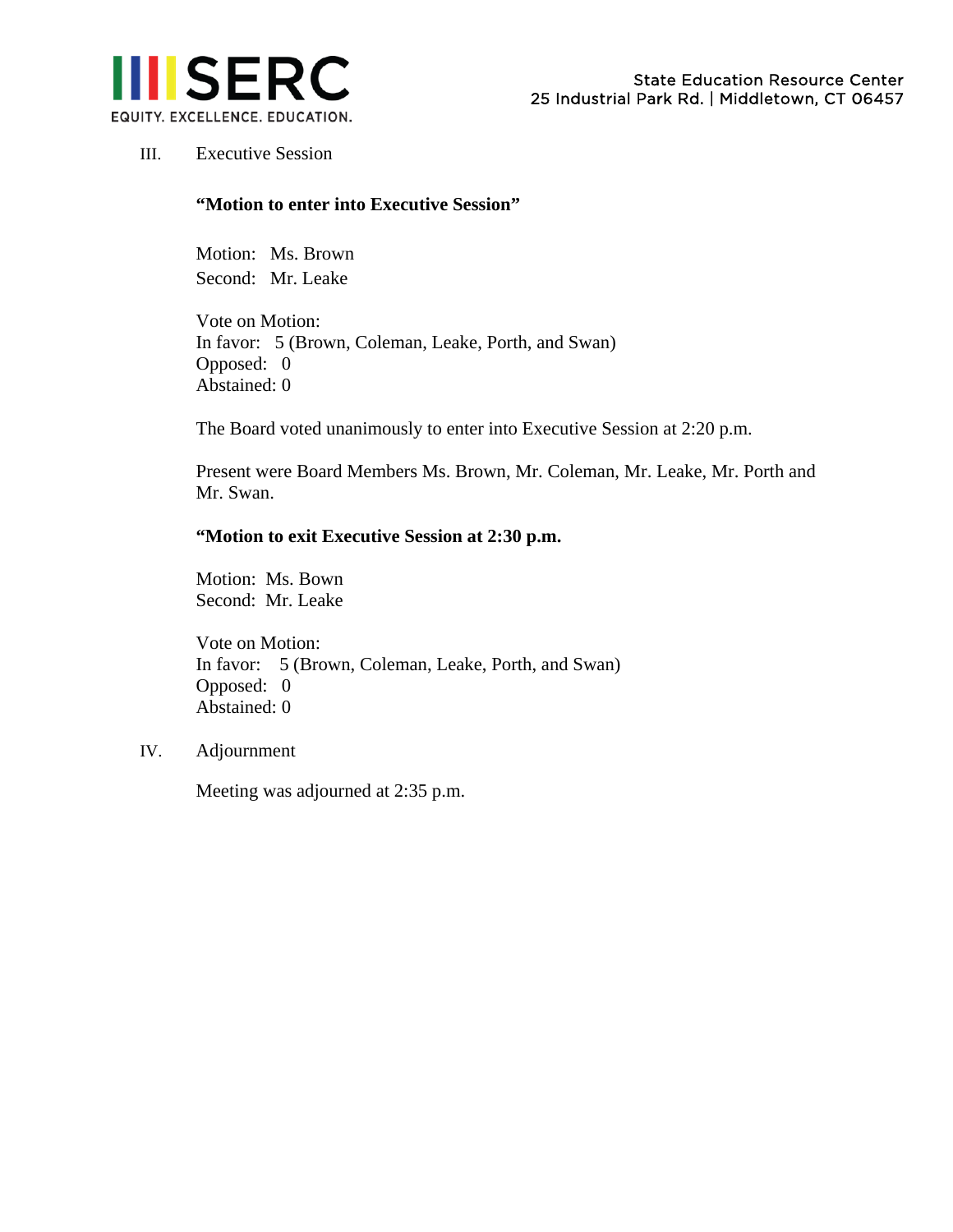III. Executive Session

**"Motion to enter into Executive Session"**

Motion: Ms. Brown
Second: Mr. Leake

Vote on Motion:
In favor: 5 (Brown, Coleman, Leake, Porth, and Swan)
Opposed: 0
Abstained: 0

The Board voted unanimously to enter into Executive Session at 2:20 p.m.

Present were Board Members Ms. Brown, Mr. Coleman, Mr. Leake, Mr. Porth and Mr. Swan.

**"Motion to exit Executive Session at 2:30 p.m.**

Motion: Ms. Bown
Second: Mr. Leake

Vote on Motion:
In favor: 5 (Brown, Coleman, Leake, Porth, and Swan)
Opposed: 0
Abstained: 0

IV. Adjournment

Meeting was adjourned at 2:35 p.m.